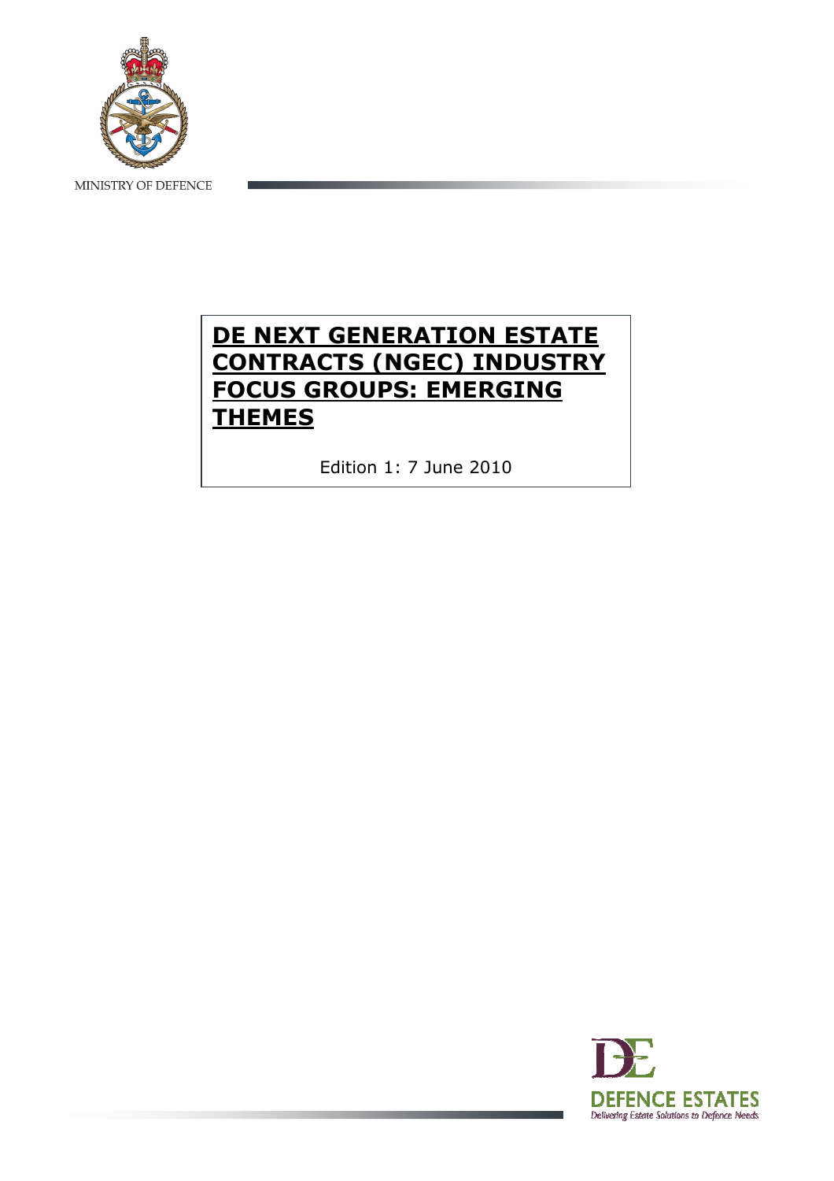MINISTRY OF DEFENCE

# DE NEXT GENERATION ESTATE CONTRACTS (NGEC) INDUSTRY FOCUS GROUPS: EMERGING THEMES

Edition 1: 7 June 2010

DEFENCE ESTATES

Delivering Estate Solutions to Defence Needs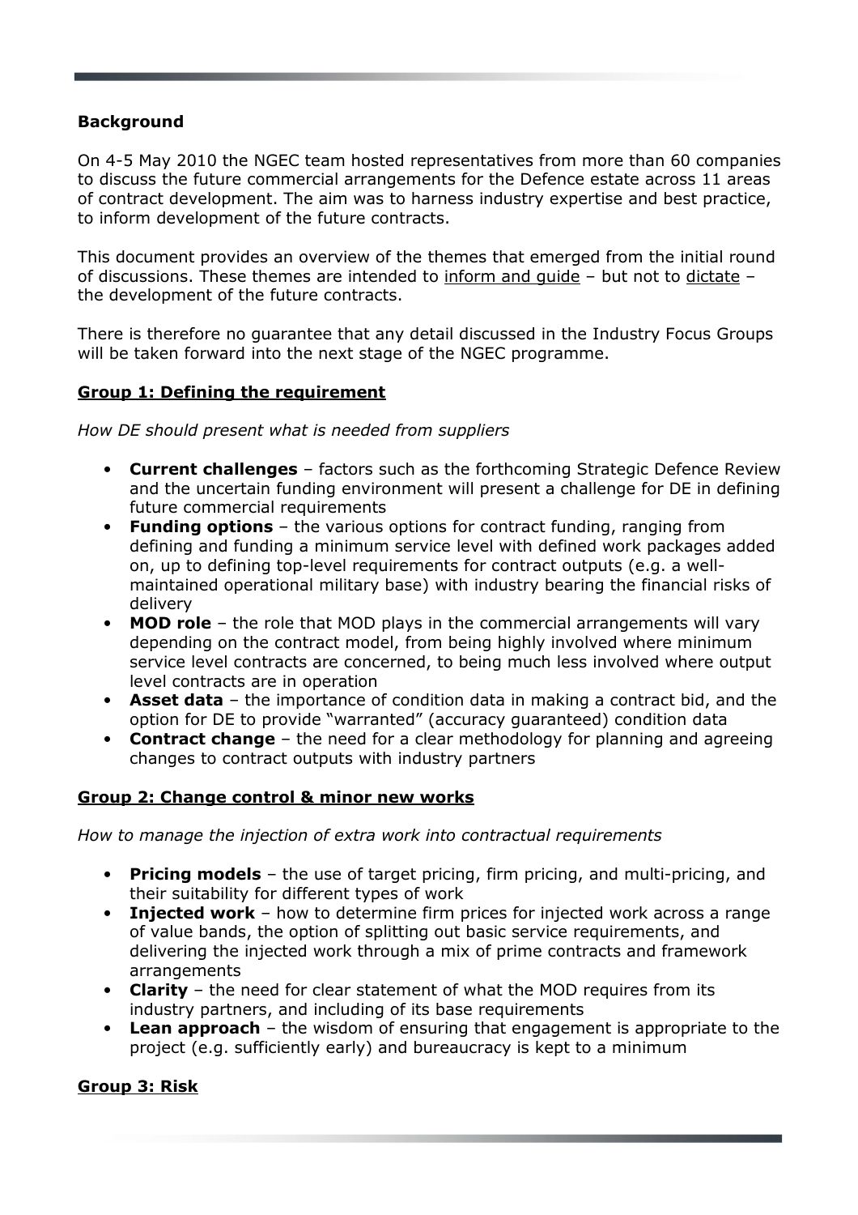**Background**

On 4-5 May 2010 the NGEC team hosted representatives from more than 60 companies to discuss the future commercial arrangements for the Defence estate across 11 areas of contract development. The aim was to harness industry expertise and best practice, to inform development of the future contracts.

This document provides an overview of the themes that emerged from the initial round of discussions. These themes are intended to inform and guide – but not to dictate – the development of the future contracts.

There is therefore no guarantee that any detail discussed in the Industry Focus Groups will be taken forward into the next stage of the NGEC programme.

**Group 1: Defining the requirement**

*How DE should present what is needed from suppliers*

- **Current challenges** – factors such as the forthcoming Strategic Defence Review and the uncertain funding environment will present a challenge for DE in defining future commercial requirements
- **Funding options** – the various options for contract funding, ranging from defining and funding a minimum service level with defined work packages added on, up to defining top-level requirements for contract outputs (e.g. a well-maintained operational military base) with industry bearing the financial risks of delivery
- **MOD role** – the role that MOD plays in the commercial arrangements will vary depending on the contract model, from being highly involved where minimum service level contracts are concerned, to being much less involved where output level contracts are in operation
- **Asset data** – the importance of condition data in making a contract bid, and the option for DE to provide "warranted" (accuracy guaranteed) condition data
- **Contract change** – the need for a clear methodology for planning and agreeing changes to contract outputs with industry partners

**Group 2: Change control & minor new works**

*How to manage the injection of extra work into contractual requirements*

- **Pricing models** – the use of target pricing, firm pricing, and multi-pricing, and their suitability for different types of work
- **Injected work** – how to determine firm prices for injected work across a range of value bands, the option of splitting out basic service requirements, and delivering the injected work through a mix of prime contracts and framework arrangements
- **Clarity** – the need for clear statement of what the MOD requires from its industry partners, and including of its base requirements
- **Lean approach** – the wisdom of ensuring that engagement is appropriate to the project (e.g. sufficiently early) and bureaucracy is kept to a minimum

**Group 3: Risk**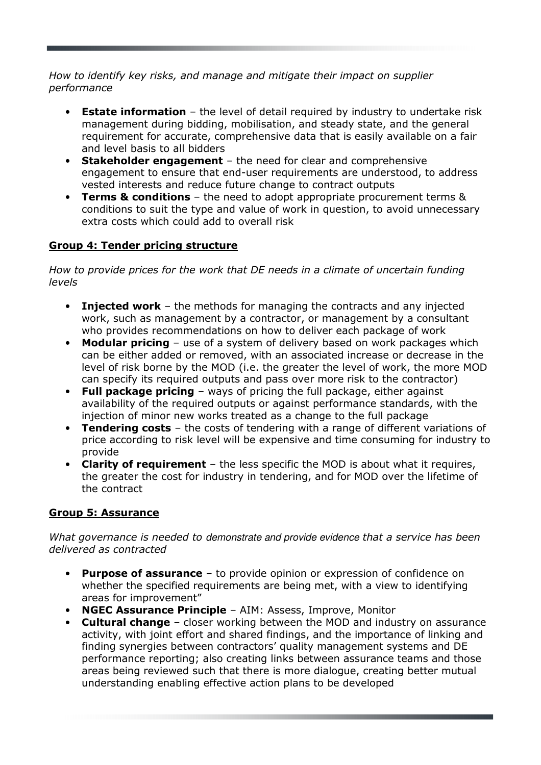*How to identify key risks, and manage and mitigate their impact on supplier performance*

- **Estate information** – the level of detail required by industry to undertake risk management during bidding, mobilisation, and steady state, and the general requirement for accurate, comprehensive data that is easily available on a fair and level basis to all bidders
- **Stakeholder engagement** – the need for clear and comprehensive engagement to ensure that end-user requirements are understood, to address vested interests and reduce future change to contract outputs
- **Terms & conditions** – the need to adopt appropriate procurement terms & conditions to suit the type and value of work in question, to avoid unnecessary extra costs which could add to overall risk

**<u>Group 4: Tender pricing structure</u>**

*How to provide prices for the work that DE needs in a climate of uncertain funding levels*

- **Injected work** – the methods for managing the contracts and any injected work, such as management by a contractor, or management by a consultant who provides recommendations on how to deliver each package of work
- **Modular pricing** – use of a system of delivery based on work packages which can be either added or removed, with an associated increase or decrease in the level of risk borne by the MOD (i.e. the greater the level of work, the more MOD can specify its required outputs and pass over more risk to the contractor)
- **Full package pricing** – ways of pricing the full package, either against availability of the required outputs or against performance standards, with the injection of minor new works treated as a change to the full package
- **Tendering costs** – the costs of tendering with a range of different variations of price according to risk level will be expensive and time consuming for industry to provide
- **Clarity of requirement** – the less specific the MOD is about what it requires, the greater the cost for industry in tendering, and for MOD over the lifetime of the contract

**<u>Group 5: Assurance</u>**

*What governance is needed to demonstrate and provide evidence that a service has been delivered as contracted*

- **Purpose of assurance** – to provide opinion or expression of confidence on whether the specified requirements are being met, with a view to identifying areas for improvement"
- **NGEC Assurance Principle** – AIM: Assess, Improve, Monitor
- **Cultural change** – closer working between the MOD and industry on assurance activity, with joint effort and shared findings, and the importance of linking and finding synergies between contractors' quality management systems and DE performance reporting; also creating links between assurance teams and those areas being reviewed such that there is more dialogue, creating better mutual understanding enabling effective action plans to be developed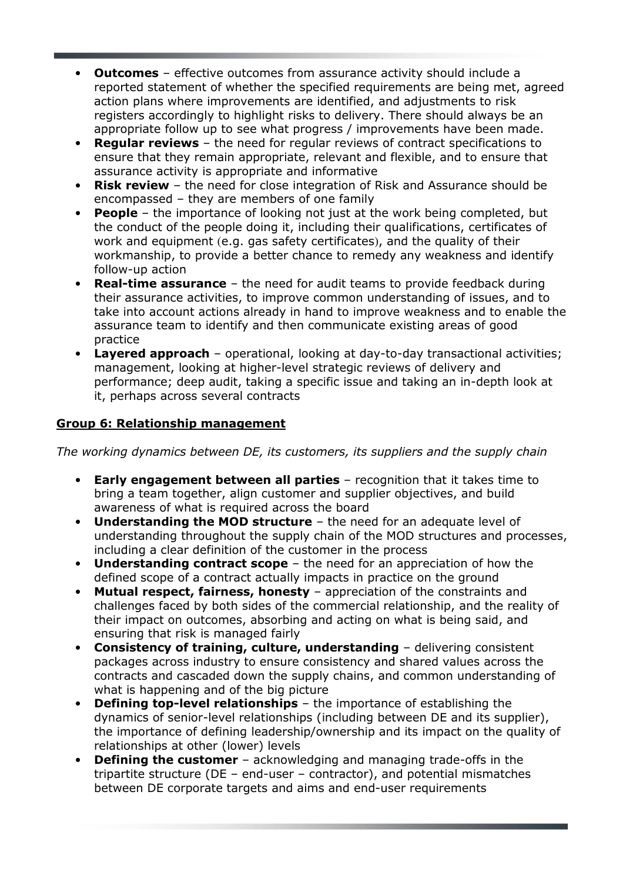- **Outcomes** – effective outcomes from assurance activity should include a reported statement of whether the specified requirements are being met, agreed action plans where improvements are identified, and adjustments to risk registers accordingly to highlight risks to delivery. There should always be an appropriate follow up to see what progress / improvements have been made.
- **Regular reviews** – the need for regular reviews of contract specifications to ensure that they remain appropriate, relevant and flexible, and to ensure that assurance activity is appropriate and informative
- **Risk review** – the need for close integration of Risk and Assurance should be encompassed – they are members of one family
- **People** – the importance of looking not just at the work being completed, but the conduct of the people doing it, including their qualifications, certificates of work and equipment (e.g. gas safety certificates), and the quality of their workmanship, to provide a better chance to remedy any weakness and identify follow-up action
- **Real-time assurance** – the need for audit teams to provide feedback during their assurance activities, to improve common understanding of issues, and to take into account actions already in hand to improve weakness and to enable the assurance team to identify and then communicate existing areas of good practice
- **Layered approach** – operational, looking at day-to-day transactional activities; management, looking at higher-level strategic reviews of delivery and performance; deep audit, taking a specific issue and taking an in-depth look at it, perhaps across several contracts

**Group 6: Relationship management**

*The working dynamics between DE, its customers, its suppliers and the supply chain*

- **Early engagement between all parties** – recognition that it takes time to bring a team together, align customer and supplier objectives, and build awareness of what is required across the board
- **Understanding the MOD structure** – the need for an adequate level of understanding throughout the supply chain of the MOD structures and processes, including a clear definition of the customer in the process
- **Understanding contract scope** – the need for an appreciation of how the defined scope of a contract actually impacts in practice on the ground
- **Mutual respect, fairness, honesty** – appreciation of the constraints and challenges faced by both sides of the commercial relationship, and the reality of their impact on outcomes, absorbing and acting on what is being said, and ensuring that risk is managed fairly
- **Consistency of training, culture, understanding** – delivering consistent packages across industry to ensure consistency and shared values across the contracts and cascaded down the supply chains, and common understanding of what is happening and of the big picture
- **Defining top-level relationships** – the importance of establishing the dynamics of senior-level relationships (including between DE and its supplier), the importance of defining leadership/ownership and its impact on the quality of relationships at other (lower) levels
- **Defining the customer** – acknowledging and managing trade-offs in the tripartite structure (DE – end-user – contractor), and potential mismatches between DE corporate targets and aims and end-user requirements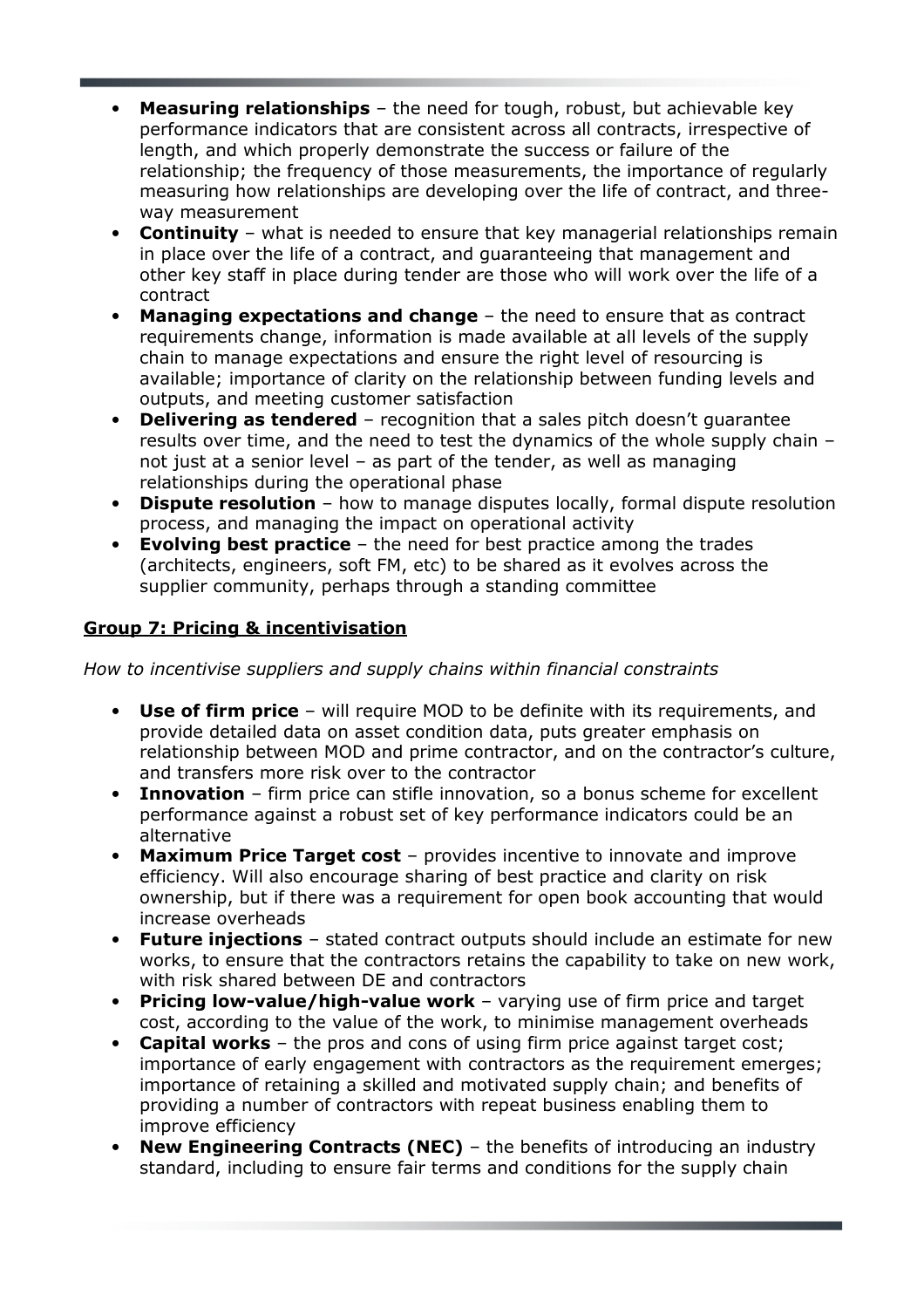- **Measuring relationships** – the need for tough, robust, but achievable key performance indicators that are consistent across all contracts, irrespective of length, and which properly demonstrate the success or failure of the relationship; the frequency of those measurements, the importance of regularly measuring how relationships are developing over the life of contract, and three-way measurement
- **Continuity** – what is needed to ensure that key managerial relationships remain in place over the life of a contract, and guaranteeing that management and other key staff in place during tender are those who will work over the life of a contract
- **Managing expectations and change** – the need to ensure that as contract requirements change, information is made available at all levels of the supply chain to manage expectations and ensure the right level of resourcing is available; importance of clarity on the relationship between funding levels and outputs, and meeting customer satisfaction
- **Delivering as tendered** – recognition that a sales pitch doesn't guarantee results over time, and the need to test the dynamics of the whole supply chain – not just at a senior level – as part of the tender, as well as managing relationships during the operational phase
- **Dispute resolution** – how to manage disputes locally, formal dispute resolution process, and managing the impact on operational activity
- **Evolving best practice** – the need for best practice among the trades (architects, engineers, soft FM, etc) to be shared as it evolves across the supplier community, perhaps through a standing committee

## Group 7: Pricing & incentivisation

*How to incentivise suppliers and supply chains within financial constraints*

- **Use of firm price** – will require MOD to be definite with its requirements, and provide detailed data on asset condition data, puts greater emphasis on relationship between MOD and prime contractor, and on the contractor's culture, and transfers more risk over to the contractor
- **Innovation** – firm price can stifle innovation, so a bonus scheme for excellent performance against a robust set of key performance indicators could be an alternative
- **Maximum Price Target cost** – provides incentive to innovate and improve efficiency. Will also encourage sharing of best practice and clarity on risk ownership, but if there was a requirement for open book accounting that would increase overheads
- **Future injections** – stated contract outputs should include an estimate for new works, to ensure that the contractors retains the capability to take on new work, with risk shared between DE and contractors
- **Pricing low-value/high-value work** – varying use of firm price and target cost, according to the value of the work, to minimise management overheads
- **Capital works** – the pros and cons of using firm price against target cost; importance of early engagement with contractors as the requirement emerges; importance of retaining a skilled and motivated supply chain; and benefits of providing a number of contractors with repeat business enabling them to improve efficiency
- **New Engineering Contracts (NEC)** – the benefits of introducing an industry standard, including to ensure fair terms and conditions for the supply chain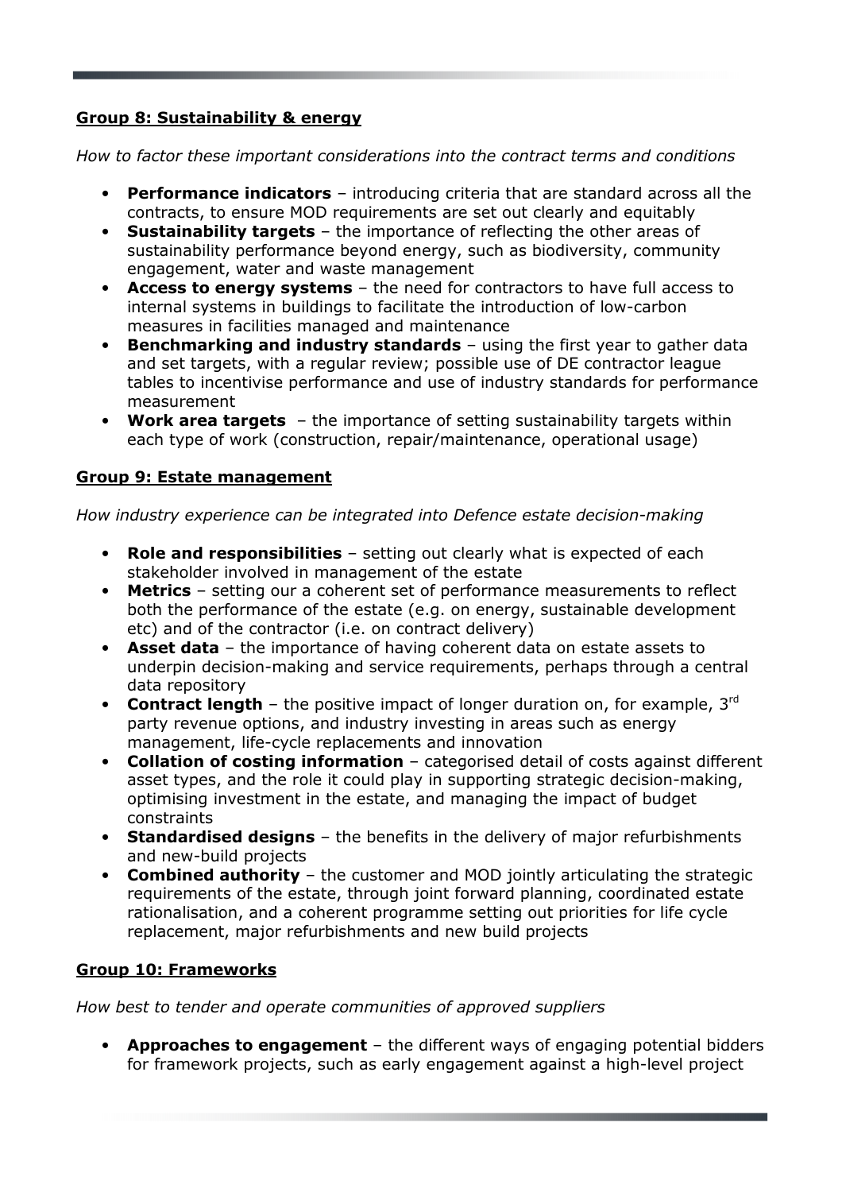**Group 8: Sustainability & energy**

*How to factor these important considerations into the contract terms and conditions*

- **Performance indicators** – introducing criteria that are standard across all the contracts, to ensure MOD requirements are set out clearly and equitably
- **Sustainability targets** – the importance of reflecting the other areas of sustainability performance beyond energy, such as biodiversity, community engagement, water and waste management
- **Access to energy systems** – the need for contractors to have full access to internal systems in buildings to facilitate the introduction of low-carbon measures in facilities managed and maintenance
- **Benchmarking and industry standards** – using the first year to gather data and set targets, with a regular review; possible use of DE contractor league tables to incentivise performance and use of industry standards for performance measurement
- **Work area targets** – the importance of setting sustainability targets within each type of work (construction, repair/maintenance, operational usage)

**Group 9: Estate management**

*How industry experience can be integrated into Defence estate decision-making*

- **Role and responsibilities** – setting out clearly what is expected of each stakeholder involved in management of the estate
- **Metrics** – setting our a coherent set of performance measurements to reflect both the performance of the estate (e.g. on energy, sustainable development etc) and of the contractor (i.e. on contract delivery)
- **Asset data** – the importance of having coherent data on estate assets to underpin decision-making and service requirements, perhaps through a central data repository
- **Contract length** – the positive impact of longer duration on, for example, 3rd party revenue options, and industry investing in areas such as energy management, life-cycle replacements and innovation
- **Collation of costing information** – categorised detail of costs against different asset types, and the role it could play in supporting strategic decision-making, optimising investment in the estate, and managing the impact of budget constraints
- **Standardised designs** – the benefits in the delivery of major refurbishments and new-build projects
- **Combined authority** – the customer and MOD jointly articulating the strategic requirements of the estate, through joint forward planning, coordinated estate rationalisation, and a coherent programme setting out priorities for life cycle replacement, major refurbishments and new build projects

**Group 10: Frameworks**

*How best to tender and operate communities of approved suppliers*

- **Approaches to engagement** – the different ways of engaging potential bidders for framework projects, such as early engagement against a high-level project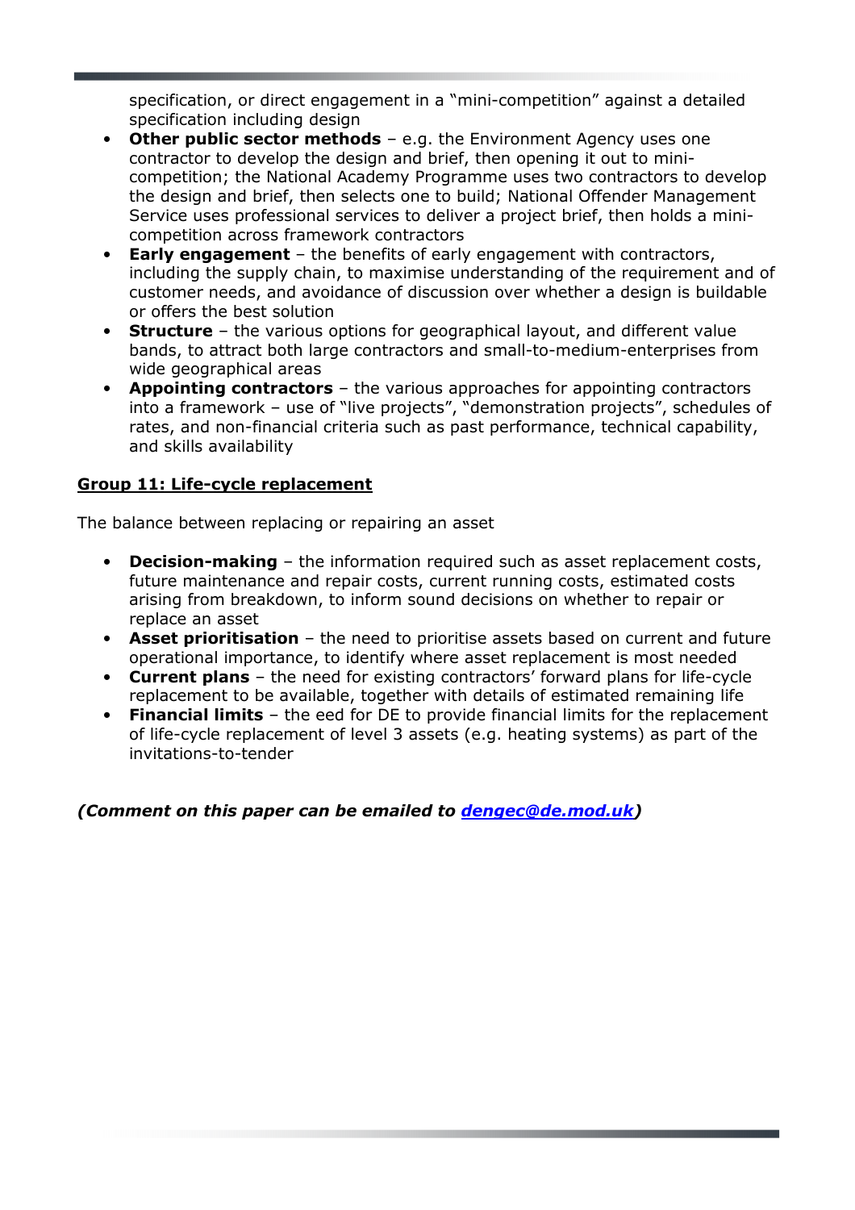specification, or direct engagement in a "mini-competition" against a detailed specification including design

- **Other public sector methods** – e.g. the Environment Agency uses one contractor to develop the design and brief, then opening it out to mini-competition; the National Academy Programme uses two contractors to develop the design and brief, then selects one to build; National Offender Management Service uses professional services to deliver a project brief, then holds a mini-competition across framework contractors
- **Early engagement** – the benefits of early engagement with contractors, including the supply chain, to maximise understanding of the requirement and of customer needs, and avoidance of discussion over whether a design is buildable or offers the best solution
- **Structure** – the various options for geographical layout, and different value bands, to attract both large contractors and small-to-medium-enterprises from wide geographical areas
- **Appointing contractors** – the various approaches for appointing contractors into a framework – use of "live projects", "demonstration projects", schedules of rates, and non-financial criteria such as past performance, technical capability, and skills availability

## Group 11: Life-cycle replacement

The balance between replacing or repairing an asset

- **Decision-making** – the information required such as asset replacement costs, future maintenance and repair costs, current running costs, estimated costs arising from breakdown, to inform sound decisions on whether to repair or replace an asset
- **Asset prioritisation** – the need to prioritise assets based on current and future operational importance, to identify where asset replacement is most needed
- **Current plans** – the need for existing contractors' forward plans for life-cycle replacement to be available, together with details of estimated remaining life
- **Financial limits** – the eed for DE to provide financial limits for the replacement of life-cycle replacement of level 3 assets (e.g. heating systems) as part of the invitations-to-tender

***(Comment on this paper can be emailed to dengec@de.mod.uk)***